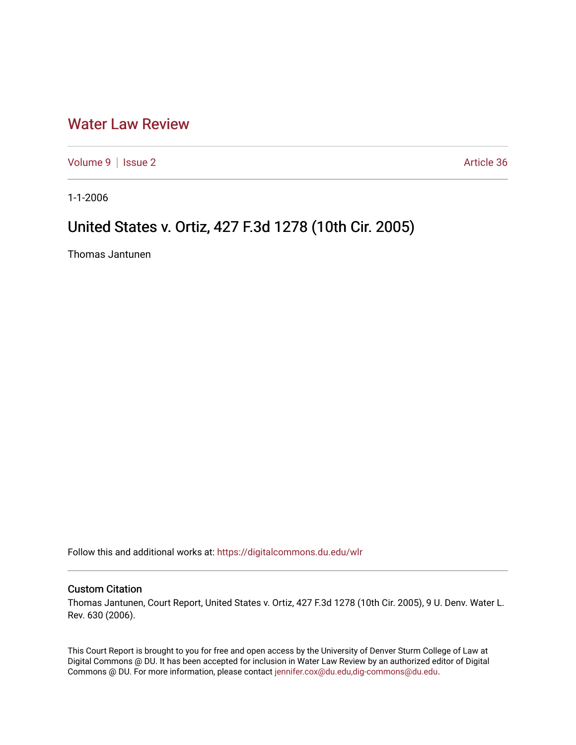# Water Law Review

Volume 9 | Issue 2 | Article 36

1-1-2006

## United States v. Ortiz, 427 F.3d 1278 (10th Cir. 2005)

Thomas Jantunen

Follow this and additional works at: https://digitalcommons.du.edu/wlr

### Custom Citation

Thomas Jantunen, Court Report, United States v. Ortiz, 427 F.3d 1278 (10th Cir. 2005), 9 U. Denv. Water L. Rev. 630 (2006).

This Court Report is brought to you for free and open access by the University of Denver Sturm College of Law at Digital Commons @ DU. It has been accepted for inclusion in Water Law Review by an authorized editor of Digital Commons @ DU. For more information, please contact jennifer.cox@du.edu,dig-commons@du.edu.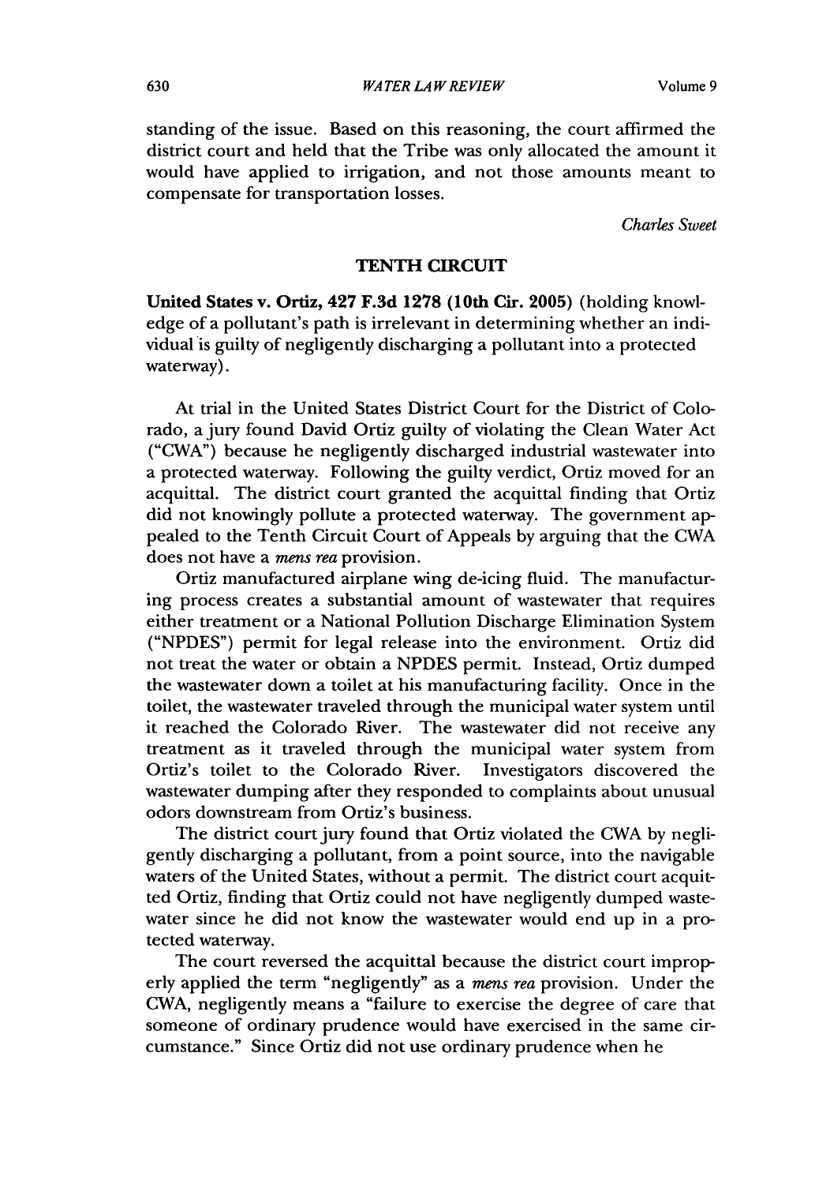standing of the issue. Based on this reasoning, the court affirmed the district court and held that the Tribe was only allocated the amount it would have applied to irrigation, and not those amounts meant to compensate for transportation losses.

*Charles Sweet*

## TENTH CIRCUIT

**United States v. Ortiz, 427 F.3d 1278 (10th Cir. 2005)** (holding knowledge of a pollutant's path is irrelevant in determining whether an individual is guilty of negligently discharging a pollutant into a protected waterway).

At trial in the United States District Court for the District of Colorado, a jury found David Ortiz guilty of violating the Clean Water Act ("CWA") because he negligently discharged industrial wastewater into a protected waterway. Following the guilty verdict, Ortiz moved for an acquittal. The district court granted the acquittal finding that Ortiz did not knowingly pollute a protected waterway. The government appealed to the Tenth Circuit Court of Appeals by arguing that the CWA does not have a *mens rea* provision.

Ortiz manufactured airplane wing de-icing fluid. The manufacturing process creates a substantial amount of wastewater that requires either treatment or a National Pollution Discharge Elimination System ("NPDES") permit for legal release into the environment. Ortiz did not treat the water or obtain a NPDES permit. Instead, Ortiz dumped the wastewater down a toilet at his manufacturing facility. Once in the toilet, the wastewater traveled through the municipal water system until it reached the Colorado River. The wastewater did not receive any treatment as it traveled through the municipal water system from Ortiz's toilet to the Colorado River. Investigators discovered the wastewater dumping after they responded to complaints about unusual odors downstream from Ortiz's business.

The district court jury found that Ortiz violated the CWA by negligently discharging a pollutant, from a point source, into the navigable waters of the United States, without a permit. The district court acquitted Ortiz, finding that Ortiz could not have negligently dumped wastewater since he did not know the wastewater would end up in a protected waterway.

The court reversed the acquittal because the district court improperly applied the term "negligently" as a *mens rea* provision. Under the CWA, negligently means a "failure to exercise the degree of care that someone of ordinary prudence would have exercised in the same circumstance." Since Ortiz did not use ordinary prudence when he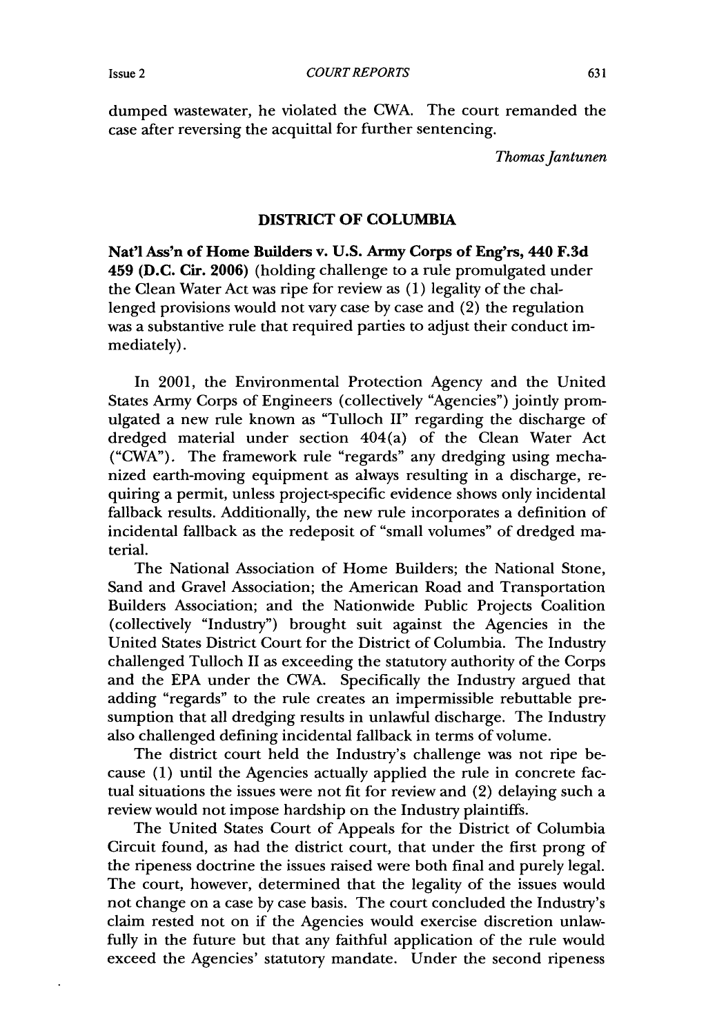dumped wastewater, he violated the CWA. The court remanded the case after reversing the acquittal for further sentencing.

*Thomas Jantunen*

## DISTRICT OF COLUMBIA

**Nat'l Ass'n of Home Builders v. U.S. Army Corps of Eng'rs, 440 F.3d 459 (D.C. Cir. 2006)** (holding challenge to a rule promulgated under the Clean Water Act was ripe for review as (1) legality of the challenged provisions would not vary case by case and (2) the regulation was a substantive rule that required parties to adjust their conduct immediately).

In 2001, the Environmental Protection Agency and the United States Army Corps of Engineers (collectively "Agencies") jointly promulgated a new rule known as "Tulloch II" regarding the discharge of dredged material under section 404(a) of the Clean Water Act ("CWA"). The framework rule "regards" any dredging using mechanized earth-moving equipment as always resulting in a discharge, requiring a permit, unless project-specific evidence shows only incidental fallback results. Additionally, the new rule incorporates a definition of incidental fallback as the redeposit of "small volumes" of dredged material.

The National Association of Home Builders; the National Stone, Sand and Gravel Association; the American Road and Transportation Builders Association; and the Nationwide Public Projects Coalition (collectively "Industry") brought suit against the Agencies in the United States District Court for the District of Columbia. The Industry challenged Tulloch II as exceeding the statutory authority of the Corps and the EPA under the CWA. Specifically the Industry argued that adding "regards" to the rule creates an impermissible rebuttable presumption that all dredging results in unlawful discharge. The Industry also challenged defining incidental fallback in terms of volume.

The district court held the Industry's challenge was not ripe because (1) until the Agencies actually applied the rule in concrete factual situations the issues were not fit for review and (2) delaying such a review would not impose hardship on the Industry plaintiffs.

The United States Court of Appeals for the District of Columbia Circuit found, as had the district court, that under the first prong of the ripeness doctrine the issues raised were both final and purely legal. The court, however, determined that the legality of the issues would not change on a case by case basis. The court concluded the Industry's claim rested not on if the Agencies would exercise discretion unlawfully in the future but that any faithful application of the rule would exceed the Agencies' statutory mandate. Under the second ripeness